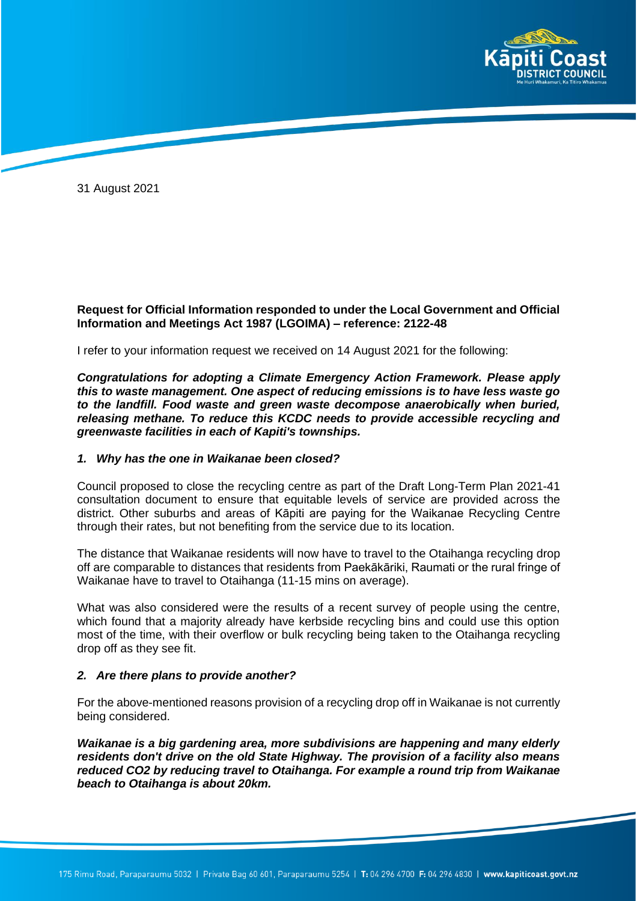31 August 2021

**Request for Official Information responded to under the Local Government and Official Information and Meetings Act 1987 (LGOIMA) – reference: 2122-48**

I refer to your information request we received on 14 August 2021 for the following:

***Congratulations for adopting a Climate Emergency Action Framework. Please apply this to waste management. One aspect of reducing emissions is to have less waste go to the landfill. Food waste and green waste decompose anaerobically when buried, releasing methane. To reduce this KCDC needs to provide accessible recycling and greenwaste facilities in each of Kapiti's townships.***

***1. Why has the one in Waikanae been closed?***

Council proposed to close the recycling centre as part of the Draft Long-Term Plan 2021-41 consultation document to ensure that equitable levels of service are provided across the district. Other suburbs and areas of Kāpiti are paying for the Waikanae Recycling Centre through their rates, but not benefiting from the service due to its location.

The distance that Waikanae residents will now have to travel to the Otaihanga recycling drop off are comparable to distances that residents from Paekākāriki, Raumati or the rural fringe of Waikanae have to travel to Otaihanga (11-15 mins on average).

What was also considered were the results of a recent survey of people using the centre, which found that a majority already have kerbside recycling bins and could use this option most of the time, with their overflow or bulk recycling being taken to the Otaihanga recycling drop off as they see fit.

***2. Are there plans to provide another?***

For the above-mentioned reasons provision of a recycling drop off in Waikanae is not currently being considered.

***Waikanae is a big gardening area, more subdivisions are happening and many elderly residents don't drive on the old State Highway. The provision of a facility also means reduced CO2 by reducing travel to Otaihanga. For example a round trip from Waikanae beach to Otaihanga is about 20km.***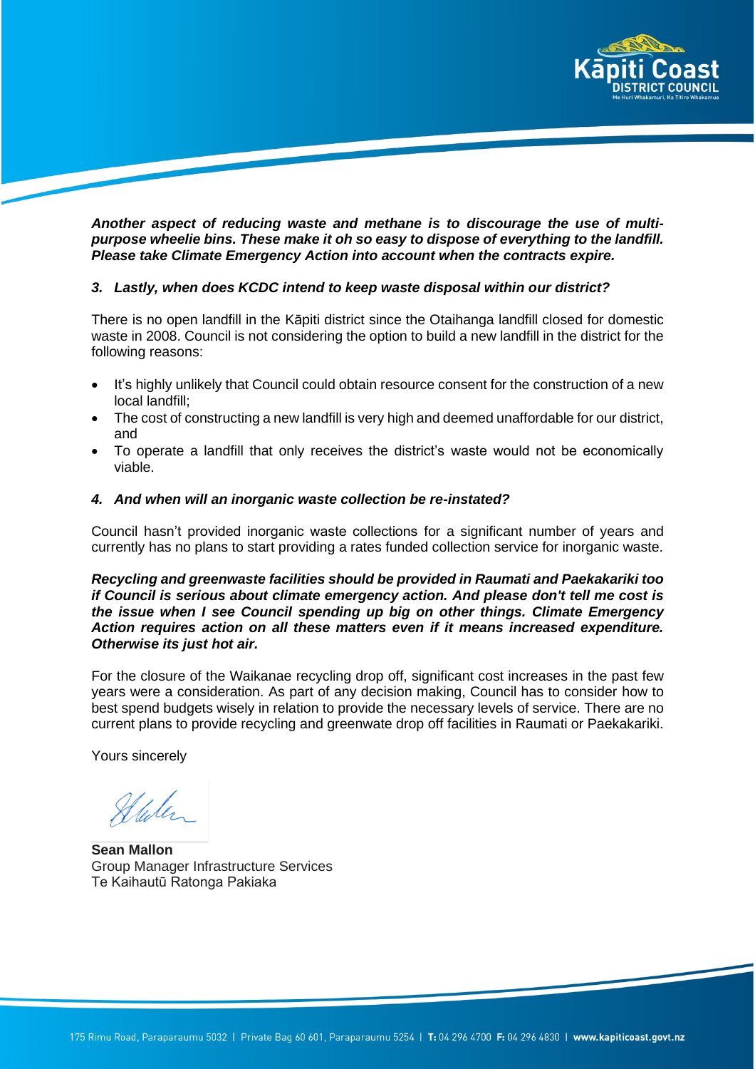***Another aspect of reducing waste and methane is to discourage the use of multi-purpose wheelie bins. These make it oh so easy to dispose of everything to the landfill. Please take Climate Emergency Action into account when the contracts expire.***

***3. Lastly, when does KCDC intend to keep waste disposal within our district?***

There is no open landfill in the Kāpiti district since the Otaihanga landfill closed for domestic waste in 2008. Council is not considering the option to build a new landfill in the district for the following reasons:

- It's highly unlikely that Council could obtain resource consent for the construction of a new local landfill;
- The cost of constructing a new landfill is very high and deemed unaffordable for our district, and
- To operate a landfill that only receives the district's waste would not be economically viable.

***4. And when will an inorganic waste collection be re-instated?***

Council hasn't provided inorganic waste collections for a significant number of years and currently has no plans to start providing a rates funded collection service for inorganic waste.

***Recycling and greenwaste facilities should be provided in Raumati and Paekakariki too if Council is serious about climate emergency action. And please don't tell me cost is the issue when I see Council spending up big on other things. Climate Emergency Action requires action on all these matters even if it means increased expenditure. Otherwise its just hot air.***

For the closure of the Waikanae recycling drop off, significant cost increases in the past few years were a consideration. As part of any decision making, Council has to consider how to best spend budgets wisely in relation to provide the necessary levels of service. There are no current plans to provide recycling and greenwate drop off facilities in Raumati or Paekakariki.

Yours sincerely

**Sean Mallon**
Group Manager Infrastructure Services
Te Kaihautū Ratonga Pakiaka